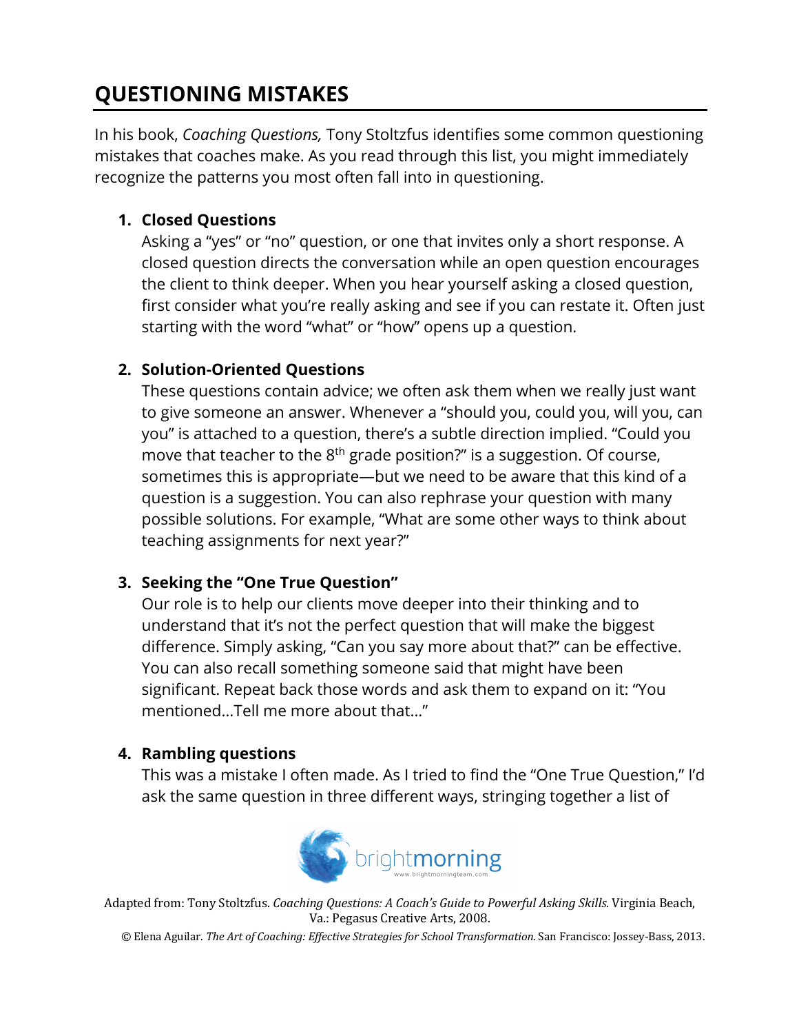# QUESTIONING MISTAKES

In his book, *Coaching Questions,* Tony Stoltzfus identifies some common questioning mistakes that coaches make. As you read through this list, you might immediately recognize the patterns you most often fall into in questioning.

1. **Closed Questions**
   Asking a "yes" or "no" question, or one that invites only a short response. A closed question directs the conversation while an open question encourages the client to think deeper. When you hear yourself asking a closed question, first consider what you're really asking and see if you can restate it. Often just starting with the word "what" or "how" opens up a question.

2. **Solution-Oriented Questions**
   These questions contain advice; we often ask them when we really just want to give someone an answer. Whenever a "should you, could you, will you, can you" is attached to a question, there's a subtle direction implied. "Could you move that teacher to the 8th grade position?" is a suggestion. Of course, sometimes this is appropriate—but we need to be aware that this kind of a question is a suggestion. You can also rephrase your question with many possible solutions. For example, "What are some other ways to think about teaching assignments for next year?"

3. **Seeking the "One True Question"**
   Our role is to help our clients move deeper into their thinking and to understand that it's not the perfect question that will make the biggest difference. Simply asking, "Can you say more about that?" can be effective. You can also recall something someone said that might have been significant. Repeat back those words and ask them to expand on it: "You mentioned…Tell me more about that…"

4. **Rambling questions**
   This was a mistake I often made. As I tried to find the "One True Question," I'd ask the same question in three different ways, stringing together a list of

brightmorning
www.brightmorningteam.com

Adapted from: Tony Stoltzfus. *Coaching Questions: A Coach's Guide to Powerful Asking Skills.* Virginia Beach, Va.: Pegasus Creative Arts, 2008.

© Elena Aguilar. *The Art of Coaching: Effective Strategies for School Transformation.* San Francisco: Jossey-Bass, 2013.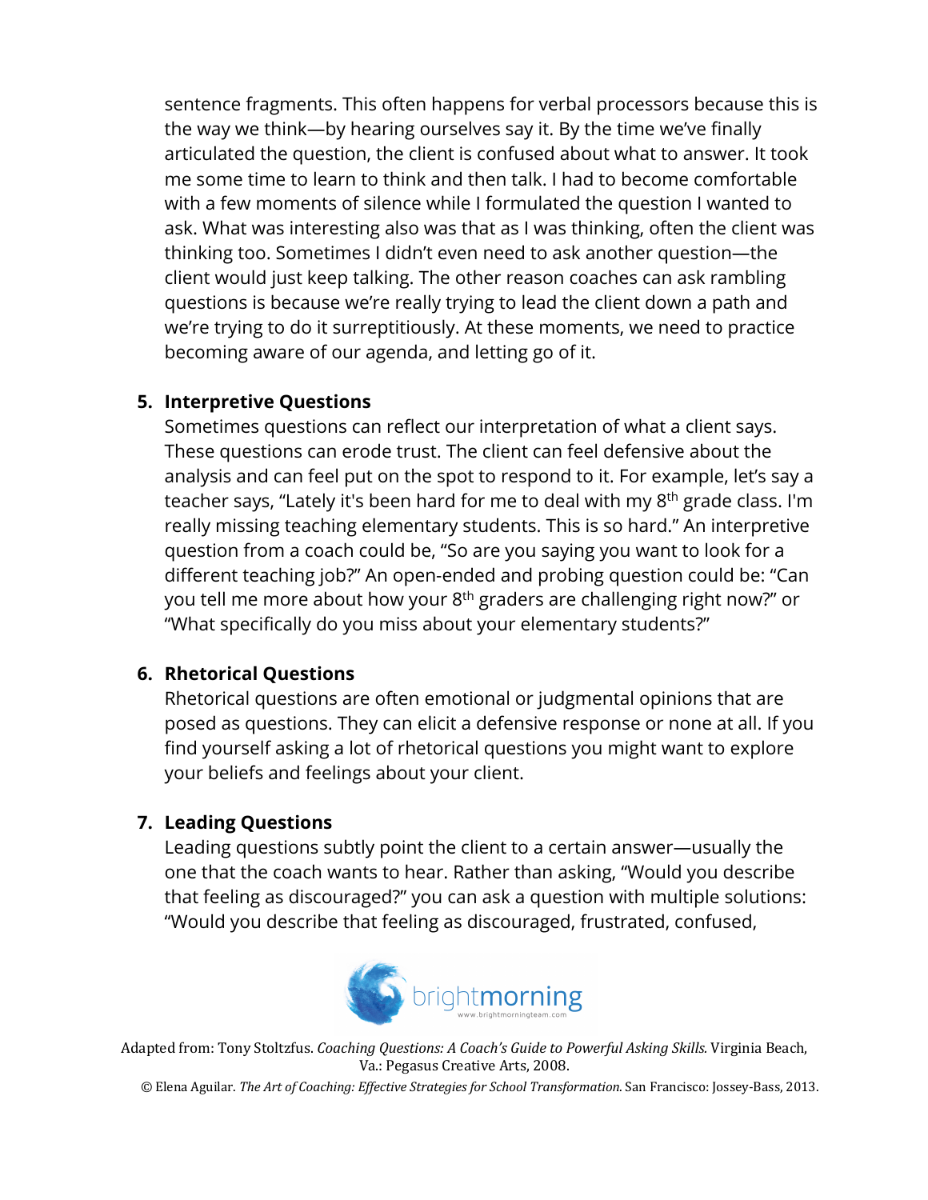sentence fragments. This often happens for verbal processors because this is the way we think—by hearing ourselves say it. By the time we've finally articulated the question, the client is confused about what to answer. It took me some time to learn to think and then talk. I had to become comfortable with a few moments of silence while I formulated the question I wanted to ask. What was interesting also was that as I was thinking, often the client was thinking too. Sometimes I didn't even need to ask another question—the client would just keep talking. The other reason coaches can ask rambling questions is because we're really trying to lead the client down a path and we're trying to do it surreptitiously. At these moments, we need to practice becoming aware of our agenda, and letting go of it.

5. **Interpretive Questions**
   Sometimes questions can reflect our interpretation of what a client says. These questions can erode trust. The client can feel defensive about the analysis and can feel put on the spot to respond to it. For example, let's say a teacher says, "Lately it's been hard for me to deal with my 8th grade class. I'm really missing teaching elementary students. This is so hard." An interpretive question from a coach could be, "So are you saying you want to look for a different teaching job?" An open-ended and probing question could be: "Can you tell me more about how your 8th graders are challenging right now?" or "What specifically do you miss about your elementary students?"

6. **Rhetorical Questions**
   Rhetorical questions are often emotional or judgmental opinions that are posed as questions. They can elicit a defensive response or none at all. If you find yourself asking a lot of rhetorical questions you might want to explore your beliefs and feelings about your client.

7. **Leading Questions**
   Leading questions subtly point the client to a certain answer—usually the one that the coach wants to hear. Rather than asking, "Would you describe that feeling as discouraged?" you can ask a question with multiple solutions: "Would you describe that feeling as discouraged, frustrated, confused,

Adapted from: Tony Stoltzfus. *Coaching Questions: A Coach's Guide to Powerful Asking Skills.* Virginia Beach, Va.: Pegasus Creative Arts, 2008.

© Elena Aguilar. *The Art of Coaching: Effective Strategies for School Transformation.* San Francisco: Jossey-Bass, 2013.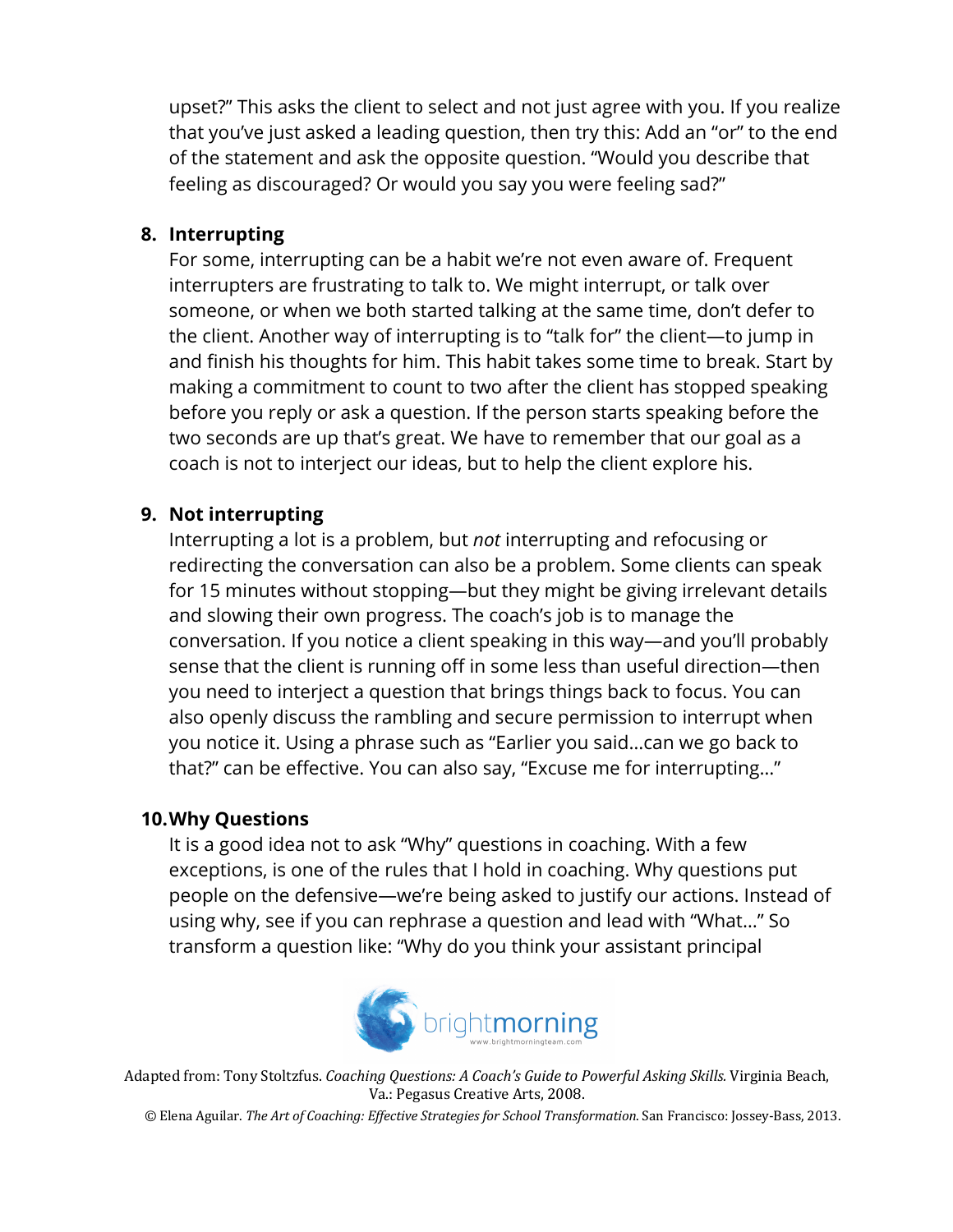upset?" This asks the client to select and not just agree with you. If you realize that you've just asked a leading question, then try this: Add an "or" to the end of the statement and ask the opposite question. "Would you describe that feeling as discouraged? Or would you say you were feeling sad?"

8. **Interrupting**

   For some, interrupting can be a habit we're not even aware of. Frequent interrupters are frustrating to talk to. We might interrupt, or talk over someone, or when we both started talking at the same time, don't defer to the client. Another way of interrupting is to "talk for" the client—to jump in and finish his thoughts for him. This habit takes some time to break. Start by making a commitment to count to two after the client has stopped speaking before you reply or ask a question. If the person starts speaking before the two seconds are up that's great. We have to remember that our goal as a coach is not to interject our ideas, but to help the client explore his.

9. **Not interrupting**

   Interrupting a lot is a problem, but *not* interrupting and refocusing or redirecting the conversation can also be a problem. Some clients can speak for 15 minutes without stopping—but they might be giving irrelevant details and slowing their own progress. The coach's job is to manage the conversation. If you notice a client speaking in this way—and you'll probably sense that the client is running off in some less than useful direction—then you need to interject a question that brings things back to focus. You can also openly discuss the rambling and secure permission to interrupt when you notice it. Using a phrase such as "Earlier you said…can we go back to that?" can be effective. You can also say, "Excuse me for interrupting…"

10. **Why Questions**

    It is a good idea not to ask "Why" questions in coaching. With a few exceptions, is one of the rules that I hold in coaching. Why questions put people on the defensive—we're being asked to justify our actions. Instead of using why, see if you can rephrase a question and lead with "What…" So transform a question like: "Why do you think your assistant principal

Adapted from: Tony Stoltzfus. *Coaching Questions: A Coach's Guide to Powerful Asking Skills.* Virginia Beach, Va.: Pegasus Creative Arts, 2008.

© Elena Aguilar. *The Art of Coaching: Effective Strategies for School Transformation.* San Francisco: Jossey-Bass, 2013.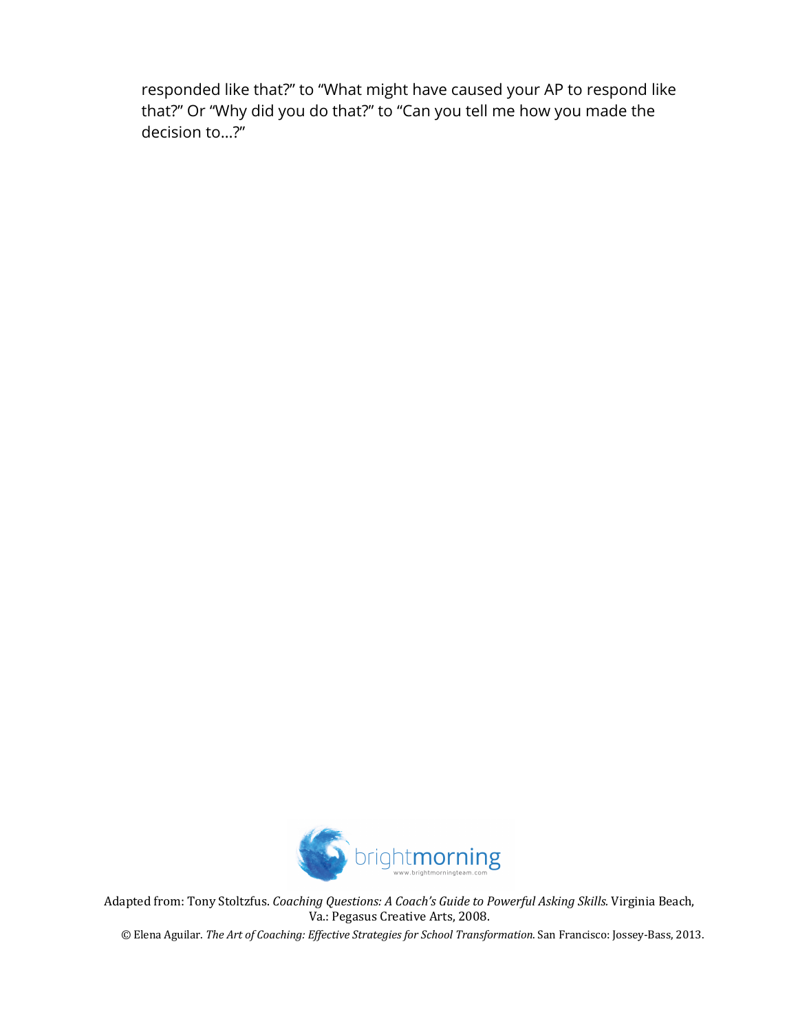responded like that?" to "What might have caused your AP to respond like that?" Or "Why did you do that?" to "Can you tell me how you made the decision to…?"

brightmorning
www.brightmorningteam.com

Adapted from: Tony Stoltzfus. *Coaching Questions: A Coach's Guide to Powerful Asking Skills.* Virginia Beach, Va.: Pegasus Creative Arts, 2008.

© Elena Aguilar. *The Art of Coaching: Effective Strategies for School Transformation*. San Francisco: Jossey-Bass, 2013.